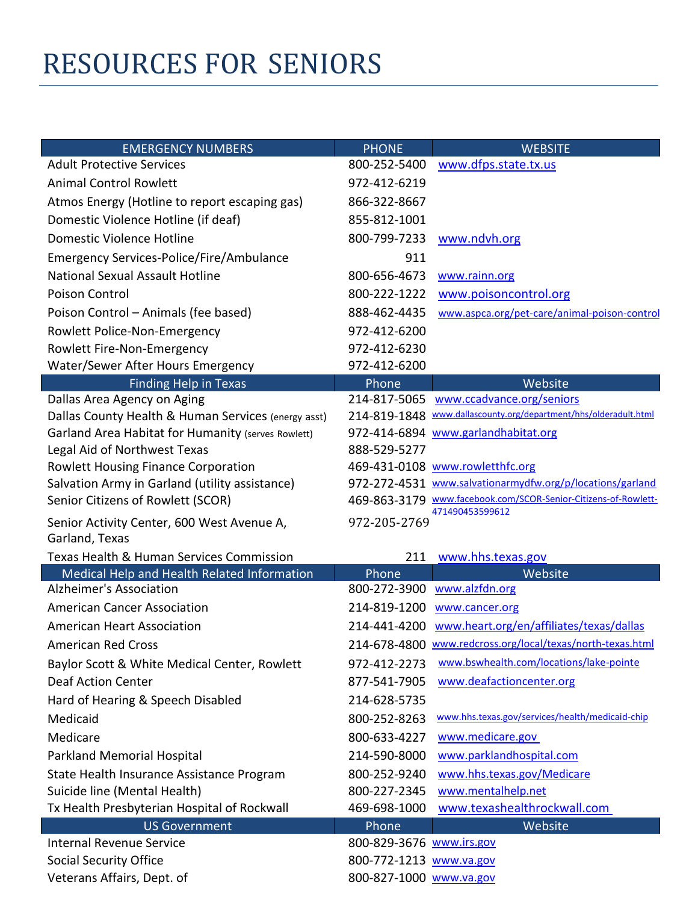# RESOURCES FOR SENIORS

| EMERGENCY NUMBERS | PHONE | WEBSITE |
|---|---|---|
| Adult Protective Services | 800-252-5400 | www.dfps.state.tx.us |
| Animal Control Rowlett | 972-412-6219 | |
| Atmos Energy (Hotline to report escaping gas) | 866-322-8667 | |
| Domestic Violence Hotline (if deaf) | 855-812-1001 | |
| Domestic Violence Hotline | 800-799-7233 | www.ndvh.org |
| Emergency Services-Police/Fire/Ambulance | 911 | |
| National Sexual Assault Hotline | 800-656-4673 | www.rainn.org |
| Poison Control | 800-222-1222 | www.poisoncontrol.org |
| Poison Control – Animals (fee based) | 888-462-4435 | www.aspca.org/pet-care/animal-poison-control |
| Rowlett Police-Non-Emergency | 972-412-6200 | |
| Rowlett Fire-Non-Emergency | 972-412-6230 | |
| Water/Sewer After Hours Emergency | 972-412-6200 | |
| **Finding Help in Texas** | **Phone** | **Website** |
| Dallas Area Agency on Aging | 214-817-5065 | www.ccadvance.org/seniors |
| Dallas County Health & Human Services (energy asst) | 214-819-1848 | www.dallascounty.org/department/hhs/olderadult.html |
| Garland Area Habitat for Humanity (serves Rowlett) | 972-414-6894 | www.garlandhabitat.org |
| Legal Aid of Northwest Texas | 888-529-5277 | |
| Rowlett Housing Finance Corporation | 469-431-0108 | www.rowletthfc.org |
| Salvation Army in Garland (utility assistance) | 972-272-4531 | www.salvationarmydfw.org/p/locations/garland |
| Senior Citizens of Rowlett (SCOR) | 469-863-3179 | www.facebook.com/SCOR-Senior-Citizens-of-Rowlett-471490453599612 |
| Senior Activity Center, 600 West Avenue A, Garland, Texas | 972-205-2769 | |
| Texas Health & Human Services Commission | 211 | www.hhs.texas.gov |
| **Medical Help and Health Related Information** | **Phone** | **Website** |
| Alzheimer's Association | 800-272-3900 | www.alzfdn.org |
| American Cancer Association | 214-819-1200 | www.cancer.org |
| American Heart Association | 214-441-4200 | www.heart.org/en/affiliates/texas/dallas |
| American Red Cross | 214-678-4800 | www.redcross.org/local/texas/north-texas.html |
| Baylor Scott & White Medical Center, Rowlett | 972-412-2273 | www.bswhealth.com/locations/lake-pointe |
| Deaf Action Center | 877-541-7905 | www.deafactioncenter.org |
| Hard of Hearing & Speech Disabled | 214-628-5735 | |
| Medicaid | 800-252-8263 | www.hhs.texas.gov/services/health/medicaid-chip |
| Medicare | 800-633-4227 | www.medicare.gov |
| Parkland Memorial Hospital | 214-590-8000 | www.parklandhospital.com |
| State Health Insurance Assistance Program | 800-252-9240 | www.hhs.texas.gov/Medicare |
| Suicide line (Mental Health) | 800-227-2345 | www.mentalhelp.net |
| Tx Health Presbyterian Hospital of Rockwall | 469-698-1000 | www.texashealthrockwall.com |
| **US Government** | **Phone** | **Website** |
| Internal Revenue Service | 800-829-3676 | www.irs.gov |
| Social Security Office | 800-772-1213 | www.va.gov |
| Veterans Affairs, Dept. of | 800-827-1000 | www.va.gov |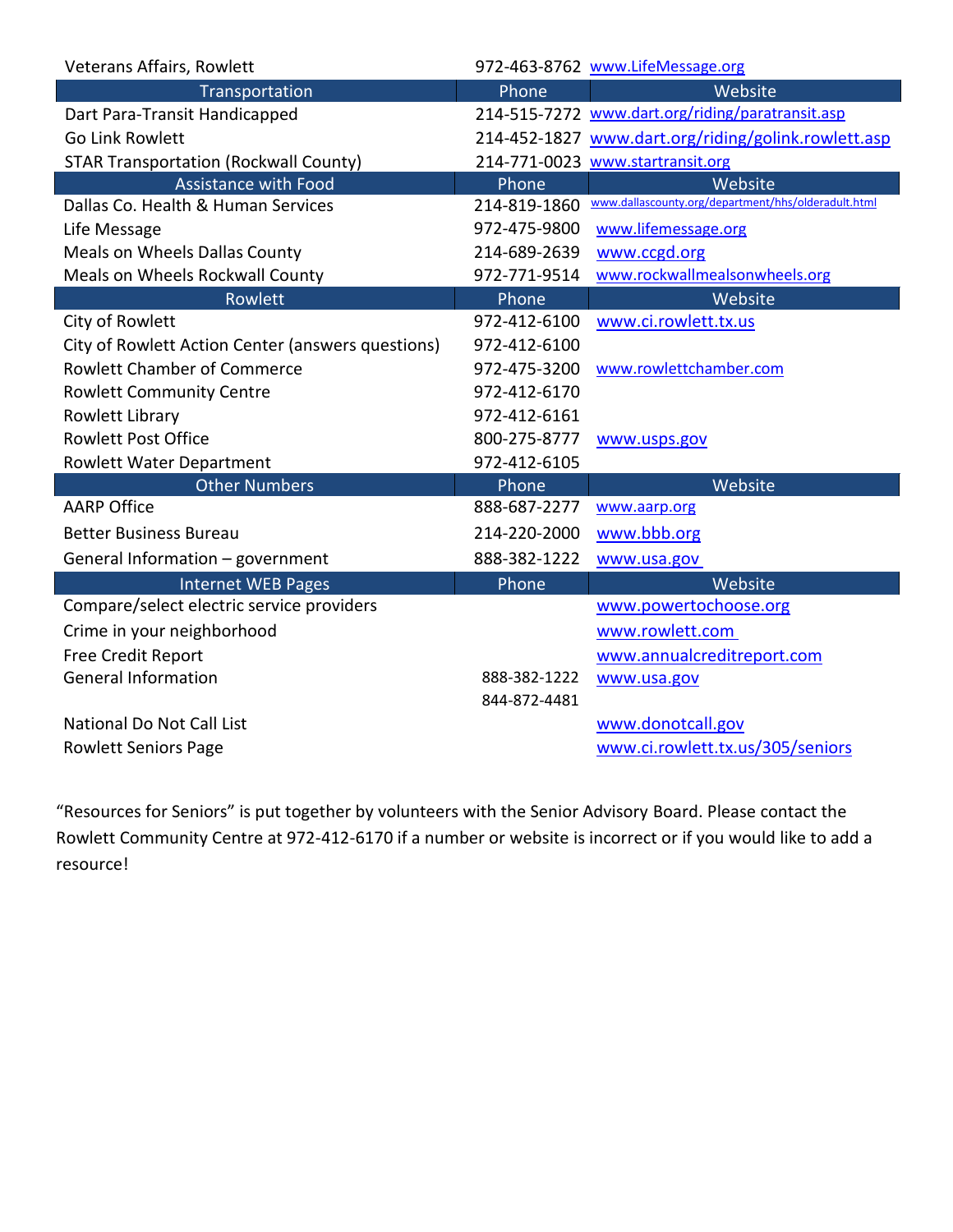| | | |
|---|---|---|
| Veterans Affairs, Rowlett | 972-463-8762 | www.LifeMessage.org |
| **Transportation** | **Phone** | **Website** |
| Dart Para-Transit Handicapped | 214-515-7272 | www.dart.org/riding/paratransit.asp |
| Go Link Rowlett | 214-452-1827 | www.dart.org/riding/golink.rowlett.asp |
| STAR Transportation (Rockwall County) | 214-771-0023 | www.startransit.org |
| **Assistance with Food** | **Phone** | **Website** |
| Dallas Co. Health & Human Services | 214-819-1860 | www.dallascounty.org/department/hhs/olderadult.html |
| Life Message | 972-475-9800 | www.lifemessage.org |
| Meals on Wheels Dallas County | 214-689-2639 | www.ccgd.org |
| Meals on Wheels Rockwall County | 972-771-9514 | www.rockwallmealsonwheels.org |
| **Rowlett** | **Phone** | **Website** |
| City of Rowlett | 972-412-6100 | www.ci.rowlett.tx.us |
| City of Rowlett Action Center (answers questions) | 972-412-6100 | |
| Rowlett Chamber of Commerce | 972-475-3200 | www.rowlettchamber.com |
| Rowlett Community Centre | 972-412-6170 | |
| Rowlett Library | 972-412-6161 | |
| Rowlett Post Office | 800-275-8777 | www.usps.gov |
| Rowlett Water Department | 972-412-6105 | |
| **Other Numbers** | **Phone** | **Website** |
| AARP Office | 888-687-2277 | www.aarp.org |
| Better Business Bureau | 214-220-2000 | www.bbb.org |
| General Information – government | 888-382-1222 | www.usa.gov |
| **Internet WEB Pages** | **Phone** | **Website** |
| Compare/select electric service providers | | www.powertochoose.org |
| Crime in your neighborhood | | www.rowlett.com |
| Free Credit Report | | www.annualcreditreport.com |
| General Information | 888-382-1222<br>844-872-4481 | www.usa.gov |
| National Do Not Call List | | www.donotcall.gov |
| Rowlett Seniors Page | | www.ci.rowlett.tx.us/305/seniors |

"Resources for Seniors" is put together by volunteers with the Senior Advisory Board. Please contact the Rowlett Community Centre at 972-412-6170 if a number or website is incorrect or if you would like to add a resource!